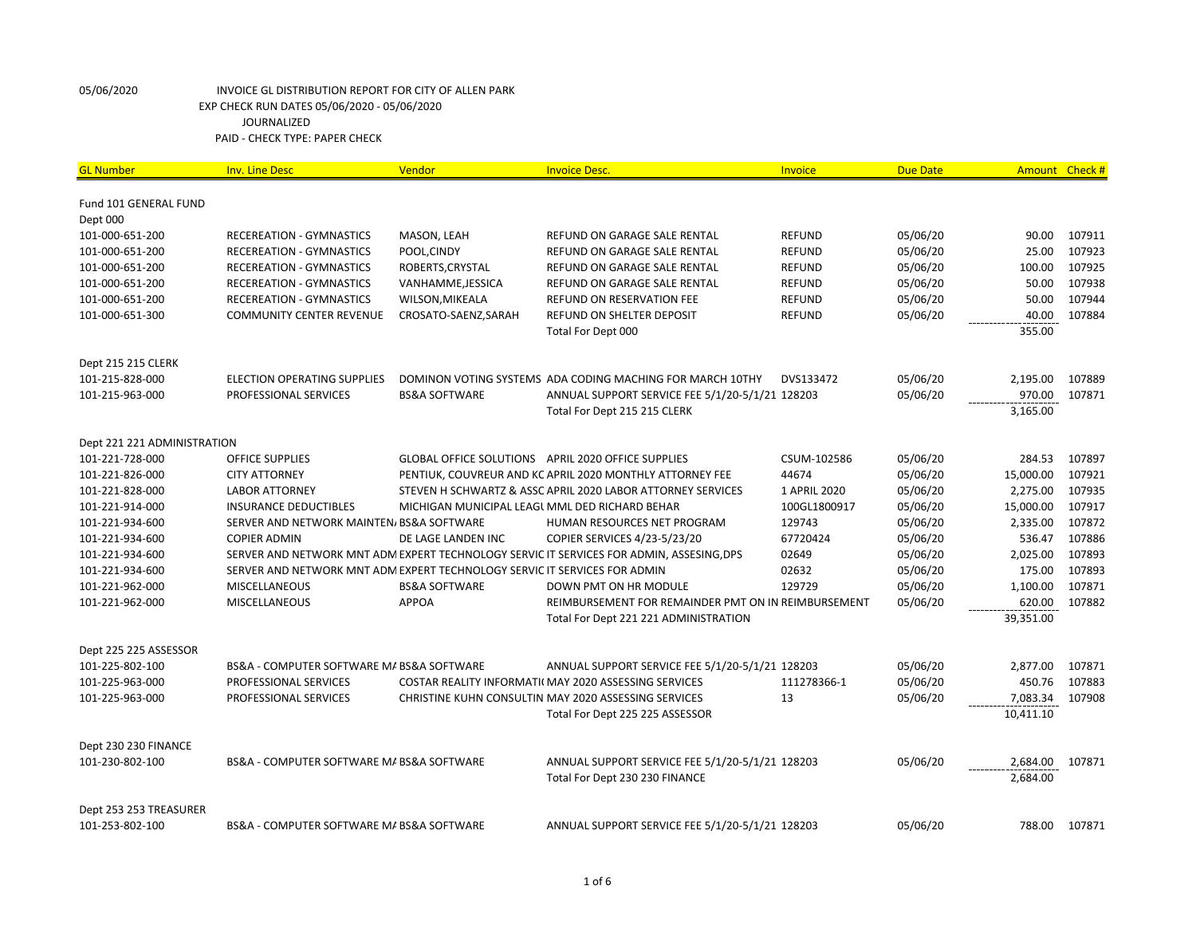05/06/2020 INVOICE GL DISTRIBUTION REPORT FOR CITY OF ALLEN PARK
EXP CHECK RUN DATES 05/06/2020 - 05/06/2020
JOURNALIZED
PAID - CHECK TYPE: PAPER CHECK

| GL Number | Inv. Line Desc | Vendor | Invoice Desc. | Invoice | Due Date | Amount | Check # |
|---|---|---|---|---|---|---|---|
| Fund 101 GENERAL FUND | | | | | | | |
| Dept 000 | | | | | | | |
| 101-000-651-200 | RECEREATION - GYMNASTICS | MASON, LEAH | REFUND ON GARAGE SALE RENTAL | REFUND | 05/06/20 | 90.00 | 107911 |
| 101-000-651-200 | RECEREATION - GYMNASTICS | POOL,CINDY | REFUND ON GARAGE SALE RENTAL | REFUND | 05/06/20 | 25.00 | 107923 |
| 101-000-651-200 | RECEREATION - GYMNASTICS | ROBERTS,CRYSTAL | REFUND ON GARAGE SALE RENTAL | REFUND | 05/06/20 | 100.00 | 107925 |
| 101-000-651-200 | RECEREATION - GYMNASTICS | VANHAMME,JESSICA | REFUND ON GARAGE SALE RENTAL | REFUND | 05/06/20 | 50.00 | 107938 |
| 101-000-651-200 | RECEREATION - GYMNASTICS | WILSON,MIKEALA | REFUND ON RESERVATION FEE | REFUND | 05/06/20 | 50.00 | 107944 |
| 101-000-651-300 | COMMUNITY CENTER REVENUE | CROSATO-SAENZ,SARAH | REFUND ON SHELTER DEPOSIT | REFUND | 05/06/20 | 40.00 | 107884 |
| | | | Total For Dept 000 | | | 355.00 | |
| Dept 215 215 CLERK | | | | | | | |
| 101-215-828-000 | ELECTION OPERATING SUPPLIES | DOMINON VOTING SYSTEMS | ADA CODING MACHING FOR MARCH 10THY | DVS133472 | 05/06/20 | 2,195.00 | 107889 |
| 101-215-963-000 | PROFESSIONAL SERVICES | BS&A SOFTWARE | ANNUAL SUPPORT SERVICE FEE 5/1/20-5/1/21 | 128203 | 05/06/20 | 970.00 | 107871 |
| | | | Total For Dept 215 215 CLERK | | | 3,165.00 | |
| Dept 221 221 ADMINISTRATION | | | | | | | |
| 101-221-728-000 | OFFICE SUPPLIES | GLOBAL OFFICE SOLUTIONS | APRIL 2020 OFFICE SUPPLIES | CSUM-102586 | 05/06/20 | 284.53 | 107897 |
| 101-221-826-000 | CITY ATTORNEY | PENTIUK, COUVREUR AND KC | APRIL 2020 MONTHLY ATTORNEY FEE | 44674 | 05/06/20 | 15,000.00 | 107921 |
| 101-221-828-000 | LABOR ATTORNEY | STEVEN H SCHWARTZ & ASSC | APRIL 2020 LABOR ATTORNEY SERVICES | 1 APRIL 2020 | 05/06/20 | 2,275.00 | 107935 |
| 101-221-914-000 | INSURANCE DEDUCTIBLES | MICHIGAN MUNICIPAL LEAGU | MML DED RICHARD BEHAR | 100GL1800917 | 05/06/20 | 15,000.00 | 107917 |
| 101-221-934-600 | SERVER AND NETWORK MAINTEN/ | BS&A SOFTWARE | HUMAN RESOURCES NET PROGRAM | 129743 | 05/06/20 | 2,335.00 | 107872 |
| 101-221-934-600 | COPIER ADMIN | DE LAGE LANDEN INC | COPIER SERVICES 4/23-5/23/20 | 67720424 | 05/06/20 | 536.47 | 107886 |
| 101-221-934-600 | SERVER AND NETWORK MNT ADM | EXPERT TECHNOLOGY SERVIC | IT SERVICES FOR ADMIN, ASSESING,DPS | 02649 | 05/06/20 | 2,025.00 | 107893 |
| 101-221-934-600 | SERVER AND NETWORK MNT ADM | EXPERT TECHNOLOGY SERVIC | IT SERVICES FOR ADMIN | 02632 | 05/06/20 | 175.00 | 107893 |
| 101-221-962-000 | MISCELLANEOUS | BS&A SOFTWARE | DOWN PMT ON HR MODULE | 129729 | 05/06/20 | 1,100.00 | 107871 |
| 101-221-962-000 | MISCELLANEOUS | APPOA | REIMBURSEMENT FOR REMAINDER PMT ON IN | REIMBURSEMENT | 05/06/20 | 620.00 | 107882 |
| | | | Total For Dept 221 221 ADMINISTRATION | | | 39,351.00 | |
| Dept 225 225 ASSESSOR | | | | | | | |
| 101-225-802-100 | BS&A - COMPUTER SOFTWARE M/ | BS&A SOFTWARE | ANNUAL SUPPORT SERVICE FEE 5/1/20-5/1/21 | 128203 | 05/06/20 | 2,877.00 | 107871 |
| 101-225-963-000 | PROFESSIONAL SERVICES | COSTAR REALITY INFORMATI | MAY 2020 ASSESSING SERVICES | 111278366-1 | 05/06/20 | 450.76 | 107883 |
| 101-225-963-000 | PROFESSIONAL SERVICES | CHRISTINE KUHN CONSULTIN | MAY 2020 ASSESSING SERVICES | 13 | 05/06/20 | 7,083.34 | 107908 |
| | | | Total For Dept 225 225 ASSESSOR | | | 10,411.10 | |
| Dept 230 230 FINANCE | | | | | | | |
| 101-230-802-100 | BS&A - COMPUTER SOFTWARE M/ | BS&A SOFTWARE | ANNUAL SUPPORT SERVICE FEE 5/1/20-5/1/21 | 128203 | 05/06/20 | 2,684.00 | 107871 |
| | | | Total For Dept 230 230 FINANCE | | | 2,684.00 | |
| Dept 253 253 TREASURER | | | | | | | |
| 101-253-802-100 | BS&A - COMPUTER SOFTWARE M/ | BS&A SOFTWARE | ANNUAL SUPPORT SERVICE FEE 5/1/20-5/1/21 | 128203 | 05/06/20 | 788.00 | 107871 |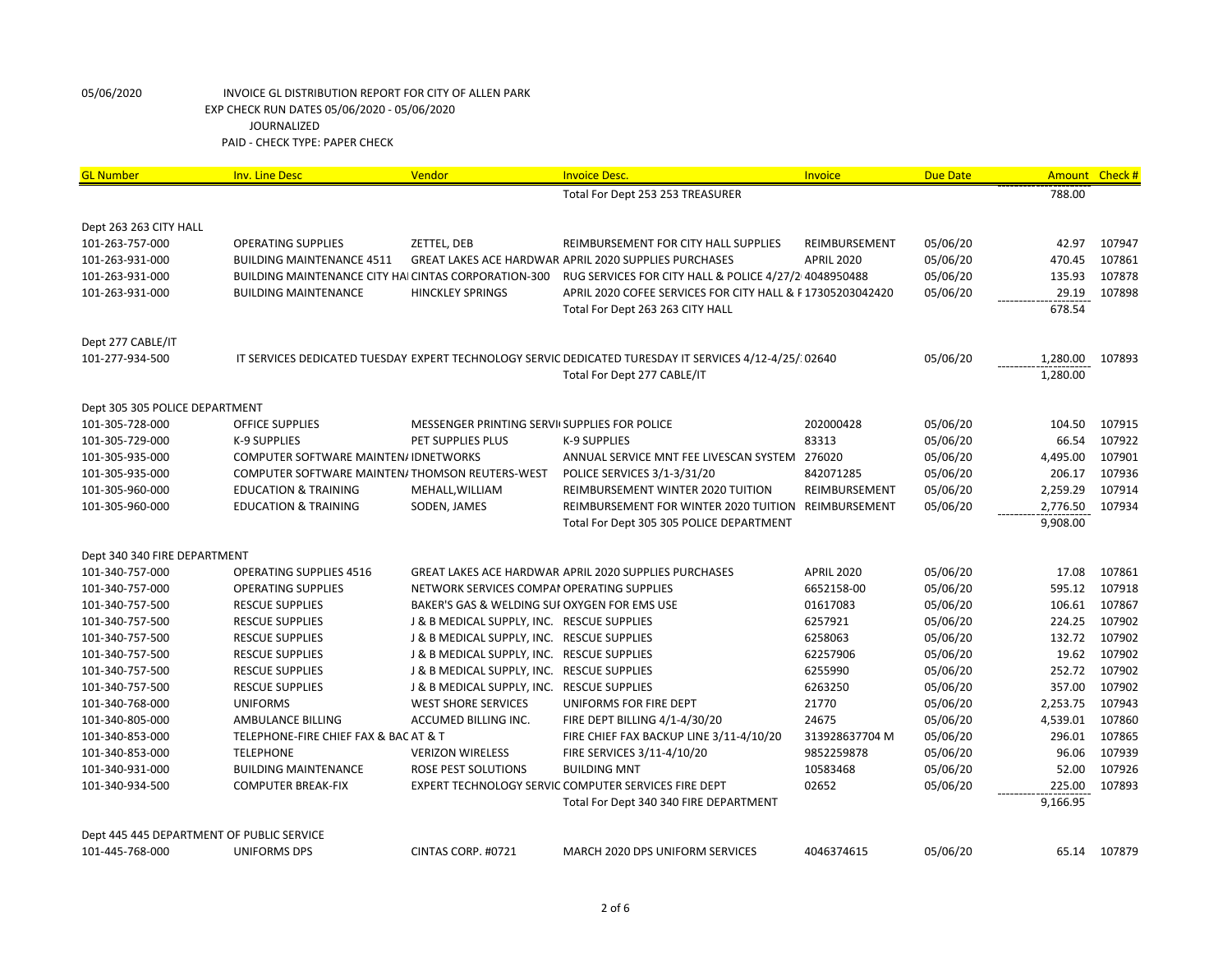05/06/2020 INVOICE GL DISTRIBUTION REPORT FOR CITY OF ALLEN PARK
EXP CHECK RUN DATES 05/06/2020 - 05/06/2020
JOURNALIZED
PAID - CHECK TYPE: PAPER CHECK

| GL Number | Inv. Line Desc | Vendor | Invoice Desc. | Invoice | Due Date | Amount | Check # |
|---|---|---|---|---|---|---|---|
| | | | Total For Dept 253 253 TREASURER | | | 788.00 | |
| Dept 263 263 CITY HALL | | | | | | | |
| 101-263-757-000 | OPERATING SUPPLIES | ZETTEL, DEB | REIMBURSEMENT FOR CITY HALL SUPPLIES | REIMBURSEMENT | 05/06/20 | 42.97 | 107947 |
| 101-263-931-000 | BUILDING MAINTENANCE 4511 | GREAT LAKES ACE HARDWAR | APRIL 2020 SUPPLIES PURCHASES | APRIL 2020 | 05/06/20 | 470.45 | 107861 |
| 101-263-931-000 | BUILDING MAINTENANCE CITY HAI | CINTAS CORPORATION-300 | RUG SERVICES FOR CITY HALL & POLICE 4/27/2 | 4048950488 | 05/06/20 | 135.93 | 107878 |
| 101-263-931-000 | BUILDING MAINTENANCE | HINCKLEY SPRINGS | APRIL 2020 COFEE SERVICES FOR CITY HALL & F | 17305203042420 | 05/06/20 | 29.19 | 107898 |
| | | | Total For Dept 263 263 CITY HALL | | | 678.54 | |
| Dept 277 CABLE/IT | | | | | | | |
| 101-277-934-500 | IT SERVICES DEDICATED TUESDAY | EXPERT TECHNOLOGY SERVIC | DEDICATED TURESDAY IT SERVICES 4/12-4/25/ | 02640 | 05/06/20 | 1,280.00 | 107893 |
| | | | Total For Dept 277 CABLE/IT | | | 1,280.00 | |
| Dept 305 305 POLICE DEPARTMENT | | | | | | | |
| 101-305-728-000 | OFFICE SUPPLIES | MESSENGER PRINTING SERVI | SUPPLIES FOR POLICE | 202000428 | 05/06/20 | 104.50 | 107915 |
| 101-305-729-000 | K-9 SUPPLIES | PET SUPPLIES PLUS | K-9 SUPPLIES | 83313 | 05/06/20 | 66.54 | 107922 |
| 101-305-935-000 | COMPUTER SOFTWARE MAINTEN/ | IDNETWORKS | ANNUAL SERVICE MNT FEE LIVESCAN SYSTEM | 276020 | 05/06/20 | 4,495.00 | 107901 |
| 101-305-935-000 | COMPUTER SOFTWARE MAINTEN/ | THOMSON REUTERS-WEST | POLICE SERVICES 3/1-3/31/20 | 842071285 | 05/06/20 | 206.17 | 107936 |
| 101-305-960-000 | EDUCATION & TRAINING | MEHALL,WILLIAM | REIMBURSEMENT WINTER 2020 TUITION | REIMBURSEMENT | 05/06/20 | 2,259.29 | 107914 |
| 101-305-960-000 | EDUCATION & TRAINING | SODEN, JAMES | REIMBURSEMENT FOR WINTER 2020 TUITION | REIMBURSEMENT | 05/06/20 | 2,776.50 | 107934 |
| | | | Total For Dept 305 305 POLICE DEPARTMENT | | | 9,908.00 | |
| Dept 340 340 FIRE DEPARTMENT | | | | | | | |
| 101-340-757-000 | OPERATING SUPPLIES 4516 | GREAT LAKES ACE HARDWAR | APRIL 2020 SUPPLIES PURCHASES | APRIL 2020 | 05/06/20 | 17.08 | 107861 |
| 101-340-757-000 | OPERATING SUPPLIES | NETWORK SERVICES COMPAI | OPERATING SUPPLIES | 6652158-00 | 05/06/20 | 595.12 | 107918 |
| 101-340-757-500 | RESCUE SUPPLIES | BAKER'S GAS & WELDING SUI | OXYGEN FOR EMS USE | 01617083 | 05/06/20 | 106.61 | 107867 |
| 101-340-757-500 | RESCUE SUPPLIES | J & B MEDICAL SUPPLY, INC. | RESCUE SUPPLIES | 6257921 | 05/06/20 | 224.25 | 107902 |
| 101-340-757-500 | RESCUE SUPPLIES | J & B MEDICAL SUPPLY, INC. | RESCUE SUPPLIES | 6258063 | 05/06/20 | 132.72 | 107902 |
| 101-340-757-500 | RESCUE SUPPLIES | J & B MEDICAL SUPPLY, INC. | RESCUE SUPPLIES | 62257906 | 05/06/20 | 19.62 | 107902 |
| 101-340-757-500 | RESCUE SUPPLIES | J & B MEDICAL SUPPLY, INC. | RESCUE SUPPLIES | 6255990 | 05/06/20 | 252.72 | 107902 |
| 101-340-757-500 | RESCUE SUPPLIES | J & B MEDICAL SUPPLY, INC. | RESCUE SUPPLIES | 6263250 | 05/06/20 | 357.00 | 107902 |
| 101-340-768-000 | UNIFORMS | WEST SHORE SERVICES | UNIFORMS FOR FIRE DEPT | 21770 | 05/06/20 | 2,253.75 | 107943 |
| 101-340-805-000 | AMBULANCE BILLING | ACCUMED BILLING INC. | FIRE DEPT BILLING 4/1-4/30/20 | 24675 | 05/06/20 | 4,539.01 | 107860 |
| 101-340-853-000 | TELEPHONE-FIRE CHIEF FAX & BAC | AT & T | FIRE CHIEF FAX BACKUP LINE 3/11-4/10/20 | 313928637704 M | 05/06/20 | 296.01 | 107865 |
| 101-340-853-000 | TELEPHONE | VERIZON WIRELESS | FIRE SERVICES 3/11-4/10/20 | 9852259878 | 05/06/20 | 96.06 | 107939 |
| 101-340-931-000 | BUILDING MAINTENANCE | ROSE PEST SOLUTIONS | BUILDING MNT | 10583468 | 05/06/20 | 52.00 | 107926 |
| 101-340-934-500 | COMPUTER BREAK-FIX | EXPERT TECHNOLOGY SERVIC | COMPUTER SERVICES FIRE DEPT | 02652 | 05/06/20 | 225.00 | 107893 |
| | | | Total For Dept 340 340 FIRE DEPARTMENT | | | 9,166.95 | |
| Dept 445 445 DEPARTMENT OF PUBLIC SERVICE | | | | | | | |
| 101-445-768-000 | UNIFORMS DPS | CINTAS CORP. #0721 | MARCH 2020 DPS UNIFORM SERVICES | 4046374615 | 05/06/20 | 65.14 | 107879 |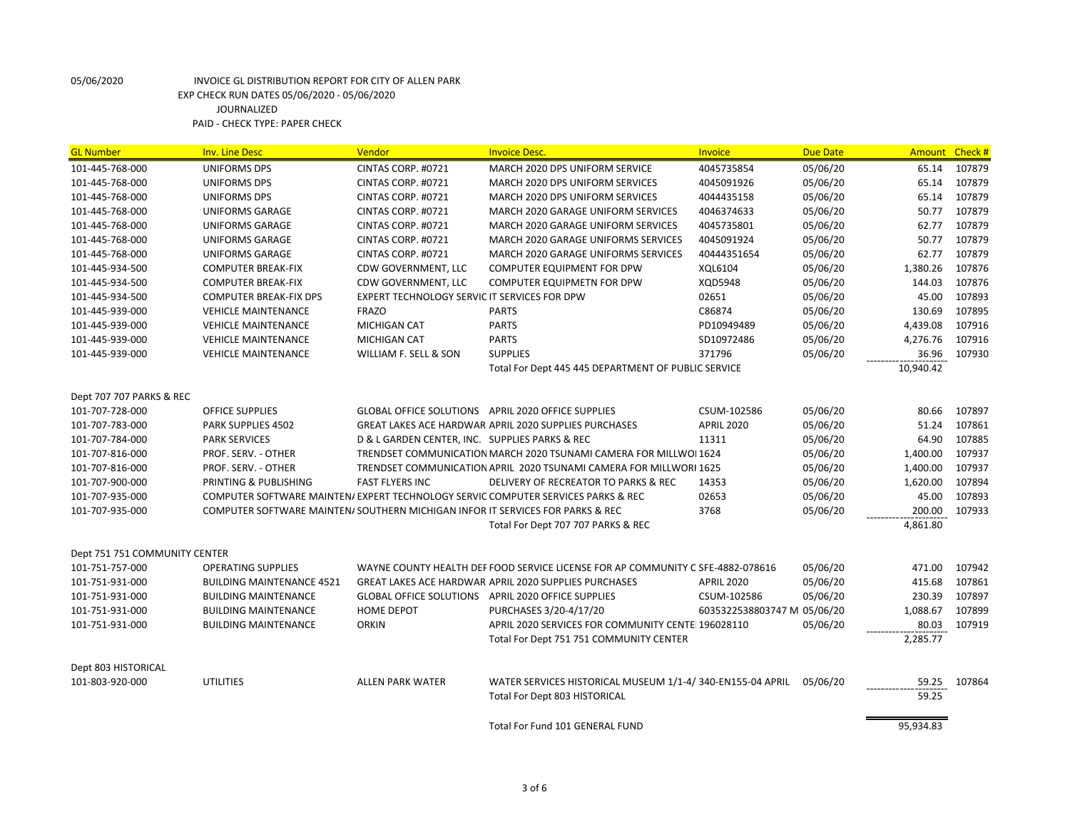05/06/2020 INVOICE GL DISTRIBUTION REPORT FOR CITY OF ALLEN PARK
EXP CHECK RUN DATES 05/06/2020 - 05/06/2020
JOURNALIZED
PAID - CHECK TYPE: PAPER CHECK

| GL Number | Inv. Line Desc | Vendor | Invoice Desc. | Invoice | Due Date | Amount | Check # |
|---|---|---|---|---|---|---|---|
| 101-445-768-000 | UNIFORMS DPS | CINTAS CORP. #0721 | MARCH 2020 DPS UNIFORM SERVICE | 4045735854 | 05/06/20 | 65.14 | 107879 |
| 101-445-768-000 | UNIFORMS DPS | CINTAS CORP. #0721 | MARCH 2020 DPS UNIFORM SERVICES | 4045091926 | 05/06/20 | 65.14 | 107879 |
| 101-445-768-000 | UNIFORMS DPS | CINTAS CORP. #0721 | MARCH 2020 DPS UNIFORM SERVICES | 4044435158 | 05/06/20 | 65.14 | 107879 |
| 101-445-768-000 | UNIFORMS GARAGE | CINTAS CORP. #0721 | MARCH 2020 GARAGE UNIFORM SERVICES | 4046374633 | 05/06/20 | 50.77 | 107879 |
| 101-445-768-000 | UNIFORMS GARAGE | CINTAS CORP. #0721 | MARCH 2020 GARAGE UNIFORM SERVICES | 4045735801 | 05/06/20 | 62.77 | 107879 |
| 101-445-768-000 | UNIFORMS GARAGE | CINTAS CORP. #0721 | MARCH 2020 GARAGE UNIFORMS SERVICES | 4045091924 | 05/06/20 | 50.77 | 107879 |
| 101-445-768-000 | UNIFORMS GARAGE | CINTAS CORP. #0721 | MARCH 2020 GARAGE UNIFORMS SERVICES | 40444351654 | 05/06/20 | 62.77 | 107879 |
| 101-445-934-500 | COMPUTER BREAK-FIX | CDW GOVERNMENT, LLC | COMPUTER EQUIPMENT FOR DPW | XQL6104 | 05/06/20 | 1,380.26 | 107876 |
| 101-445-934-500 | COMPUTER BREAK-FIX | CDW GOVERNMENT, LLC | COMPUTER EQUIPMETN FOR DPW | XQD5948 | 05/06/20 | 144.03 | 107876 |
| 101-445-934-500 | COMPUTER BREAK-FIX DPS | EXPERT TECHNOLOGY SERVIC | IT SERVICES FOR DPW | 02651 | 05/06/20 | 45.00 | 107893 |
| 101-445-939-000 | VEHICLE MAINTENANCE | FRAZO | PARTS | C86874 | 05/06/20 | 130.69 | 107895 |
| 101-445-939-000 | VEHICLE MAINTENANCE | MICHIGAN CAT | PARTS | PD10949489 | 05/06/20 | 4,439.08 | 107916 |
| 101-445-939-000 | VEHICLE MAINTENANCE | MICHIGAN CAT | PARTS | SD10972486 | 05/06/20 | 4,276.76 | 107916 |
| 101-445-939-000 | VEHICLE MAINTENANCE | WILLIAM F. SELL & SON | SUPPLIES | 371796 | 05/06/20 | 36.96 | 107930 |
| | | | Total For Dept 445 445 DEPARTMENT OF PUBLIC SERVICE | | | 10,940.42 | |
| Dept 707 707 PARKS & REC | | | | | | | |
| 101-707-728-000 | OFFICE SUPPLIES | GLOBAL OFFICE SOLUTIONS | APRIL 2020 OFFICE SUPPLIES | CSUM-102586 | 05/06/20 | 80.66 | 107897 |
| 101-707-783-000 | PARK SUPPLIES 4502 | GREAT LAKES ACE HARDWAR | APRIL 2020 SUPPLIES PURCHASES | APRIL 2020 | 05/06/20 | 51.24 | 107861 |
| 101-707-784-000 | PARK SERVICES | D & L GARDEN CENTER, INC. | SUPPLIES PARKS & REC | 11311 | 05/06/20 | 64.90 | 107885 |
| 101-707-816-000 | PROF. SERV. - OTHER | TRENDSET COMMUNICATION | MARCH 2020 TSUNAMI CAMERA FOR MILLWOI | 1624 | 05/06/20 | 1,400.00 | 107937 |
| 101-707-816-000 | PROF. SERV. - OTHER | TRENDSET COMMUNICATION | APRIL 2020 TSUNAMI CAMERA FOR MILLWORI | 1625 | 05/06/20 | 1,400.00 | 107937 |
| 101-707-900-000 | PRINTING & PUBLISHING | FAST FLYERS INC | DELIVERY OF RECREATOR TO PARKS & REC | 14353 | 05/06/20 | 1,620.00 | 107894 |
| 101-707-935-000 | COMPUTER SOFTWARE MAINTEN/ | EXPERT TECHNOLOGY SERVIC | COMPUTER SERVICES PARKS & REC | 02653 | 05/06/20 | 45.00 | 107893 |
| 101-707-935-000 | COMPUTER SOFTWARE MAINTEN/ | SOUTHERN MICHIGAN INFOR | IT SERVICES FOR PARKS & REC | 3768 | 05/06/20 | 200.00 | 107933 |
| | | | Total For Dept 707 707 PARKS & REC | | | 4,861.80 | |
| Dept 751 751 COMMUNITY CENTER | | | | | | | |
| 101-751-757-000 | OPERATING SUPPLIES | WAYNE COUNTY HEALTH DEF | FOOD SERVICE LICENSE FOR AP COMMUNITY C | SFE-4882-078616 | 05/06/20 | 471.00 | 107942 |
| 101-751-931-000 | BUILDING MAINTENANCE 4521 | GREAT LAKES ACE HARDWAR | APRIL 2020 SUPPLIES PURCHASES | APRIL 2020 | 05/06/20 | 415.68 | 107861 |
| 101-751-931-000 | BUILDING MAINTENANCE | GLOBAL OFFICE SOLUTIONS | APRIL 2020 OFFICE SUPPLIES | CSUM-102586 | 05/06/20 | 230.39 | 107897 |
| 101-751-931-000 | BUILDING MAINTENANCE | HOME DEPOT | PURCHASES 3/20-4/17/20 | 6035322538803747 M | 05/06/20 | 1,088.67 | 107899 |
| 101-751-931-000 | BUILDING MAINTENANCE | ORKIN | APRIL 2020 SERVICES FOR COMMUNITY CENTE | 196028110 | 05/06/20 | 80.03 | 107919 |
| | | | Total For Dept 751 751 COMMUNITY CENTER | | | 2,285.77 | |
| Dept 803 HISTORICAL | | | | | | | |
| 101-803-920-000 | UTILITIES | ALLEN PARK WATER | WATER SERVICES HISTORICAL MUSEUM 1/1-4/ | 340-EN155-04 APRIL | 05/06/20 | 59.25 | 107864 |
| | | | Total For Dept 803 HISTORICAL | | | 59.25 | |
| | | | Total For Fund 101 GENERAL FUND | | | 95,934.83 | |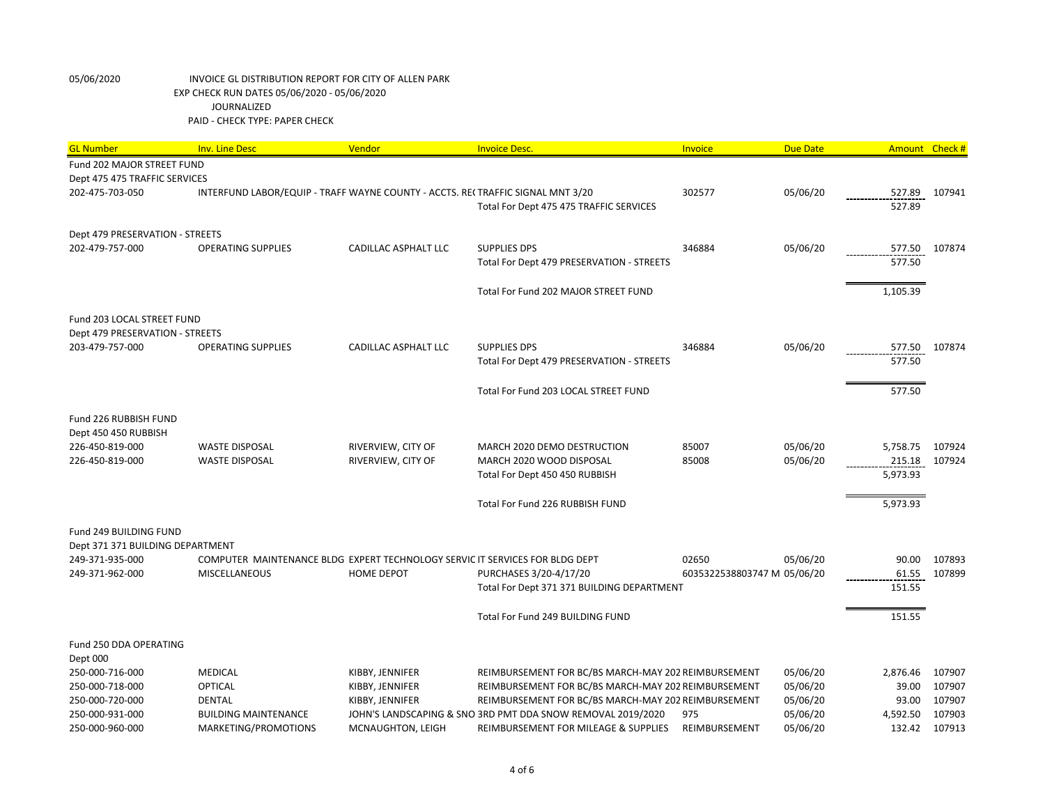05/06/2020 INVOICE GL DISTRIBUTION REPORT FOR CITY OF ALLEN PARK
EXP CHECK RUN DATES 05/06/2020 - 05/06/2020
JOURNALIZED
PAID - CHECK TYPE: PAPER CHECK

| GL Number | Inv. Line Desc | Vendor | Invoice Desc. | Invoice | Due Date | Amount | Check # |
|---|---|---|---|---|---|---|---|
| Fund 202 MAJOR STREET FUND | | | | | | | |
| Dept 475 475 TRAFFIC SERVICES | | | | | | | |
| 202-475-703-050 | INTERFUND LABOR/EQUIP - TRAFF | WAYNE COUNTY - ACCTS. RE( | TRAFFIC SIGNAL MNT 3/20 | 302577 | 05/06/20 | 527.89 | 107941 |
| | | | Total For Dept 475 475 TRAFFIC SERVICES | | | 527.89 | |
| Dept 479 PRESERVATION - STREETS | | | | | | | |
| 202-479-757-000 | OPERATING SUPPLIES | CADILLAC ASPHALT LLC | SUPPLIES DPS | 346884 | 05/06/20 | 577.50 | 107874 |
| | | | Total For Dept 479 PRESERVATION - STREETS | | | 577.50 | |
| | | | Total For Fund 202 MAJOR STREET FUND | | | 1,105.39 | |
| Fund 203 LOCAL STREET FUND | | | | | | | |
| Dept 479 PRESERVATION - STREETS | | | | | | | |
| 203-479-757-000 | OPERATING SUPPLIES | CADILLAC ASPHALT LLC | SUPPLIES DPS | 346884 | 05/06/20 | 577.50 | 107874 |
| | | | Total For Dept 479 PRESERVATION - STREETS | | | 577.50 | |
| | | | Total For Fund 203 LOCAL STREET FUND | | | 577.50 | |
| Fund 226 RUBBISH FUND | | | | | | | |
| Dept 450 450 RUBBISH | | | | | | | |
| 226-450-819-000 | WASTE DISPOSAL | RIVERVIEW, CITY OF | MARCH 2020 DEMO DESTRUCTION | 85007 | 05/06/20 | 5,758.75 | 107924 |
| 226-450-819-000 | WASTE DISPOSAL | RIVERVIEW, CITY OF | MARCH 2020 WOOD DISPOSAL | 85008 | 05/06/20 | 215.18 | 107924 |
| | | | Total For Dept 450 450 RUBBISH | | | 5,973.93 | |
| | | | Total For Fund 226 RUBBISH FUND | | | 5,973.93 | |
| Fund 249 BUILDING FUND | | | | | | | |
| Dept 371 371 BUILDING DEPARTMENT | | | | | | | |
| 249-371-935-000 | COMPUTER MAINTENANCE BLDG | EXPERT TECHNOLOGY SERVIC | IT SERVICES FOR BLDG DEPT | 02650 | 05/06/20 | 90.00 | 107893 |
| 249-371-962-000 | MISCELLANEOUS | HOME DEPOT | PURCHASES 3/20-4/17/20 | 6035322538803747 M | 05/06/20 | 61.55 | 107899 |
| | | | Total For Dept 371 371 BUILDING DEPARTMENT | | | 151.55 | |
| | | | Total For Fund 249 BUILDING FUND | | | 151.55 | |
| Fund 250 DDA OPERATING | | | | | | | |
| Dept 000 | | | | | | | |
| 250-000-716-000 | MEDICAL | KIBBY, JENNIFER | REIMBURSEMENT FOR BC/BS MARCH-MAY 202 | REIMBURSEMENT | 05/06/20 | 2,876.46 | 107907 |
| 250-000-718-000 | OPTICAL | KIBBY, JENNIFER | REIMBURSEMENT FOR BC/BS MARCH-MAY 202 | REIMBURSEMENT | 05/06/20 | 39.00 | 107907 |
| 250-000-720-000 | DENTAL | KIBBY, JENNIFER | REIMBURSEMENT FOR BC/BS MARCH-MAY 202 | REIMBURSEMENT | 05/06/20 | 93.00 | 107907 |
| 250-000-931-000 | BUILDING MAINTENANCE | JOHN'S LANDSCAPING & SNO | 3RD PMT DDA SNOW REMOVAL 2019/2020 | 975 | 05/06/20 | 4,592.50 | 107903 |
| 250-000-960-000 | MARKETING/PROMOTIONS | MCNAUGHTON, LEIGH | REIMBURSEMENT FOR MILEAGE & SUPPLIES | REIMBURSEMENT | 05/06/20 | 132.42 | 107913 |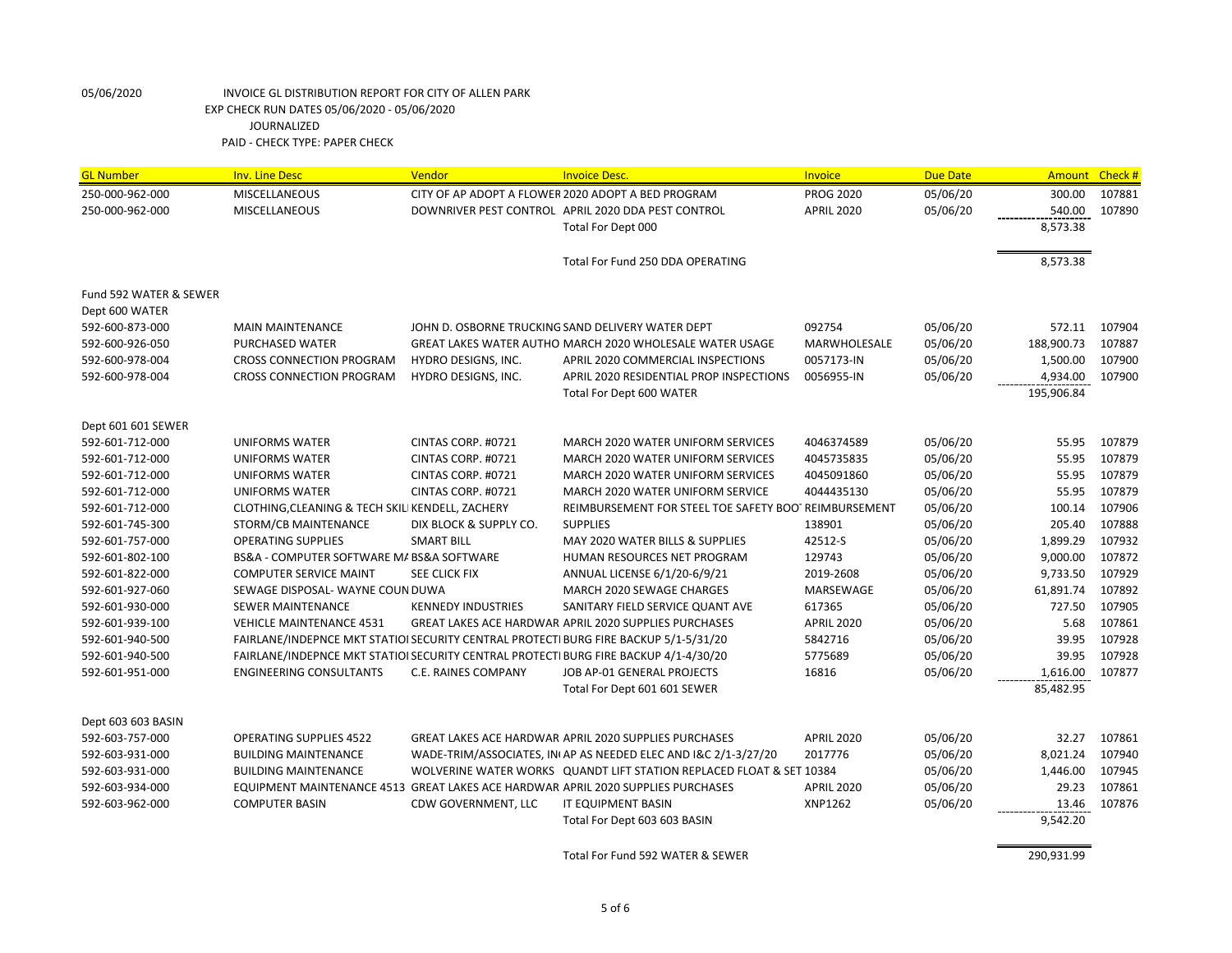05/06/2020 INVOICE GL DISTRIBUTION REPORT FOR CITY OF ALLEN PARK
EXP CHECK RUN DATES 05/06/2020 - 05/06/2020
JOURNALIZED
PAID - CHECK TYPE: PAPER CHECK

| GL Number | Inv. Line Desc | Vendor | Invoice Desc. | Invoice | Due Date | Amount | Check # |
|---|---|---|---|---|---|---|---|
| 250-000-962-000 | MISCELLANEOUS | CITY OF AP ADOPT A FLOWER | 2020 ADOPT A BED PROGRAM | PROG 2020 | 05/06/20 | 300.00 | 107881 |
| 250-000-962-000 | MISCELLANEOUS | DOWNRIVER PEST CONTROL | APRIL 2020 DDA PEST CONTROL | APRIL 2020 | 05/06/20 | 540.00 | 107890 |
| | | | Total For Dept 000 | | | 8,573.38 | |
| | | | Total For Fund 250 DDA OPERATING | | | 8,573.38 | |
| Fund 592 WATER & SEWER | | | | | | | |
| Dept 600 WATER | | | | | | | |
| 592-600-873-000 | MAIN MAINTENANCE | JOHN D. OSBORNE TRUCKING | SAND DELIVERY WATER DEPT | 092754 | 05/06/20 | 572.11 | 107904 |
| 592-600-926-050 | PURCHASED WATER | GREAT LAKES WATER AUTHO | MARCH 2020 WHOLESALE WATER USAGE | MARWHOLESALE | 05/06/20 | 188,900.73 | 107887 |
| 592-600-978-004 | CROSS CONNECTION PROGRAM | HYDRO DESIGNS, INC. | APRIL 2020 COMMERCIAL INSPECTIONS | 0057173-IN | 05/06/20 | 1,500.00 | 107900 |
| 592-600-978-004 | CROSS CONNECTION PROGRAM | HYDRO DESIGNS, INC. | APRIL 2020 RESIDENTIAL PROP INSPECTIONS | 0056955-IN | 05/06/20 | 4,934.00 | 107900 |
| | | | Total For Dept 600 WATER | | | 195,906.84 | |
| Dept 601 601 SEWER | | | | | | | |
| 592-601-712-000 | UNIFORMS WATER | CINTAS CORP. #0721 | MARCH 2020 WATER UNIFORM SERVICES | 4046374589 | 05/06/20 | 55.95 | 107879 |
| 592-601-712-000 | UNIFORMS WATER | CINTAS CORP. #0721 | MARCH 2020 WATER UNIFORM SERVICES | 4045735835 | 05/06/20 | 55.95 | 107879 |
| 592-601-712-000 | UNIFORMS WATER | CINTAS CORP. #0721 | MARCH 2020 WATER UNIFORM SERVICES | 4045091860 | 05/06/20 | 55.95 | 107879 |
| 592-601-712-000 | UNIFORMS WATER | CINTAS CORP. #0721 | MARCH 2020 WATER UNIFORM SERVICE | 4044435130 | 05/06/20 | 55.95 | 107879 |
| 592-601-712-000 | CLOTHING,CLEANING & TECH SKILI | KENDELL, ZACHERY | REIMBURSEMENT FOR STEEL TOE SAFETY BOOT | REIMBURSEMENT | 05/06/20 | 100.14 | 107906 |
| 592-601-745-300 | STORM/CB MAINTENANCE | DIX BLOCK & SUPPLY CO. | SUPPLIES | 138901 | 05/06/20 | 205.40 | 107888 |
| 592-601-757-000 | OPERATING SUPPLIES | SMART BILL | MAY 2020 WATER BILLS & SUPPLIES | 42512-S | 05/06/20 | 1,899.29 | 107932 |
| 592-601-802-100 | BS&A - COMPUTER SOFTWARE MA | BS&A SOFTWARE | HUMAN RESOURCES NET PROGRAM | 129743 | 05/06/20 | 9,000.00 | 107872 |
| 592-601-822-000 | COMPUTER SERVICE MAINT | SEE CLICK FIX | ANNUAL LICENSE 6/1/20-6/9/21 | 2019-2608 | 05/06/20 | 9,733.50 | 107929 |
| 592-601-927-060 | SEWAGE DISPOSAL- WAYNE COUN | DUWA | MARCH 2020 SEWAGE CHARGES | MARSEWAGE | 05/06/20 | 61,891.74 | 107892 |
| 592-601-930-000 | SEWER MAINTENANCE | KENNEDY INDUSTRIES | SANITARY FIELD SERVICE QUANT AVE | 617365 | 05/06/20 | 727.50 | 107905 |
| 592-601-939-100 | VEHICLE MAINTENANCE 4531 | GREAT LAKES ACE HARDWAR | APRIL 2020 SUPPLIES PURCHASES | APRIL 2020 | 05/06/20 | 5.68 | 107861 |
| 592-601-940-500 | FAIRLANE/INDEPNCE MKT STATIOI | SECURITY CENTRAL PROTECTI | BURG FIRE BACKUP 5/1-5/31/20 | 5842716 | 05/06/20 | 39.95 | 107928 |
| 592-601-940-500 | FAIRLANE/INDEPNCE MKT STATIOI | SECURITY CENTRAL PROTECTI | BURG FIRE BACKUP 4/1-4/30/20 | 5775689 | 05/06/20 | 39.95 | 107928 |
| 592-601-951-000 | ENGINEERING CONSULTANTS | C.E. RAINES COMPANY | JOB AP-01 GENERAL PROJECTS | 16816 | 05/06/20 | 1,616.00 | 107877 |
| | | | Total For Dept 601 601 SEWER | | | 85,482.95 | |
| Dept 603 603 BASIN | | | | | | | |
| 592-603-757-000 | OPERATING SUPPLIES 4522 | GREAT LAKES ACE HARDWAR | APRIL 2020 SUPPLIES PURCHASES | APRIL 2020 | 05/06/20 | 32.27 | 107861 |
| 592-603-931-000 | BUILDING MAINTENANCE | WADE-TRIM/ASSOCIATES, IN | AP AS NEEDED ELEC AND I&C 2/1-3/27/20 | 2017776 | 05/06/20 | 8,021.24 | 107940 |
| 592-603-931-000 | BUILDING MAINTENANCE | WOLVERINE WATER WORKS | QUANDT LIFT STATION REPLACED FLOAT & SET | 10384 | 05/06/20 | 1,446.00 | 107945 |
| 592-603-934-000 | EQUIPMENT MAINTENANCE 4513 | GREAT LAKES ACE HARDWAR | APRIL 2020 SUPPLIES PURCHASES | APRIL 2020 | 05/06/20 | 29.23 | 107861 |
| 592-603-962-000 | COMPUTER BASIN | CDW GOVERNMENT, LLC | IT EQUIPMENT BASIN | XNP1262 | 05/06/20 | 13.46 | 107876 |
| | | | Total For Dept 603 603 BASIN | | | 9,542.20 | |
| | | | Total For Fund 592 WATER & SEWER | | | 290,931.99 | |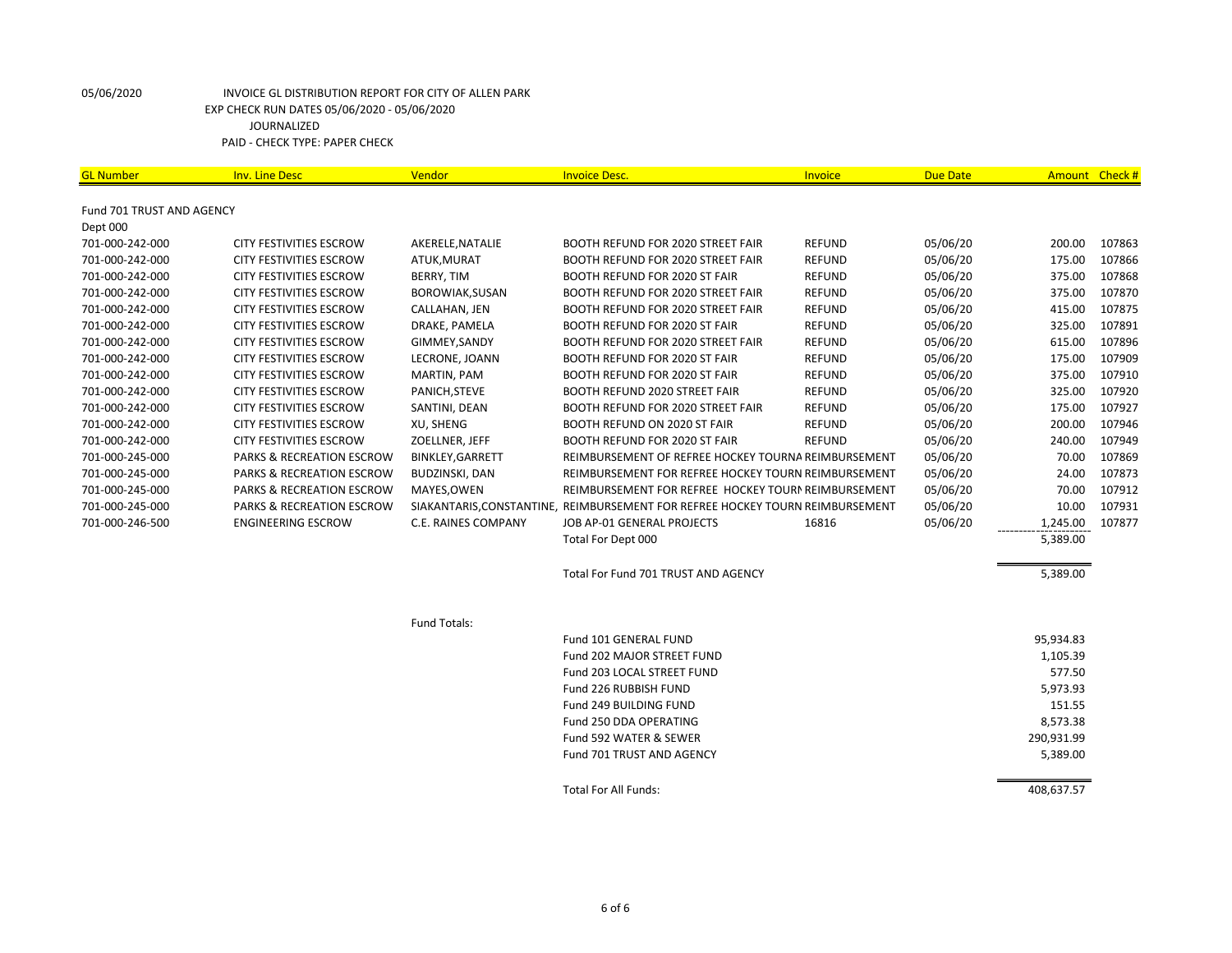05/06/2020 INVOICE GL DISTRIBUTION REPORT FOR CITY OF ALLEN PARK
EXP CHECK RUN DATES 05/06/2020 - 05/06/2020
JOURNALIZED
PAID - CHECK TYPE: PAPER CHECK

| GL Number | Inv. Line Desc | Vendor | Invoice Desc. | Invoice | Due Date | Amount | Check # |
|---|---|---|---|---|---|---|---|
| Fund 701 TRUST AND AGENCY | | | | | | | |
| Dept 000 | | | | | | | |
| 701-000-242-000 | CITY FESTIVITIES ESCROW | AKERELE,NATALIE | BOOTH REFUND FOR 2020 STREET FAIR | REFUND | 05/06/20 | 200.00 | 107863 |
| 701-000-242-000 | CITY FESTIVITIES ESCROW | ATUK,MURAT | BOOTH REFUND FOR 2020 STREET FAIR | REFUND | 05/06/20 | 175.00 | 107866 |
| 701-000-242-000 | CITY FESTIVITIES ESCROW | BERRY, TIM | BOOTH REFUND FOR 2020 ST FAIR | REFUND | 05/06/20 | 375.00 | 107868 |
| 701-000-242-000 | CITY FESTIVITIES ESCROW | BOROWIAK,SUSAN | BOOTH REFUND FOR 2020 STREET FAIR | REFUND | 05/06/20 | 375.00 | 107870 |
| 701-000-242-000 | CITY FESTIVITIES ESCROW | CALLAHAN, JEN | BOOTH REFUND FOR 2020 STREET FAIR | REFUND | 05/06/20 | 415.00 | 107875 |
| 701-000-242-000 | CITY FESTIVITIES ESCROW | DRAKE, PAMELA | BOOTH REFUND FOR 2020 ST FAIR | REFUND | 05/06/20 | 325.00 | 107891 |
| 701-000-242-000 | CITY FESTIVITIES ESCROW | GIMMEY,SANDY | BOOTH REFUND FOR 2020 STREET FAIR | REFUND | 05/06/20 | 615.00 | 107896 |
| 701-000-242-000 | CITY FESTIVITIES ESCROW | LECRONE, JOANN | BOOTH REFUND FOR 2020 ST FAIR | REFUND | 05/06/20 | 175.00 | 107909 |
| 701-000-242-000 | CITY FESTIVITIES ESCROW | MARTIN, PAM | BOOTH REFUND FOR 2020 ST FAIR | REFUND | 05/06/20 | 375.00 | 107910 |
| 701-000-242-000 | CITY FESTIVITIES ESCROW | PANICH,STEVE | BOOTH REFUND 2020 STREET FAIR | REFUND | 05/06/20 | 325.00 | 107920 |
| 701-000-242-000 | CITY FESTIVITIES ESCROW | SANTINI, DEAN | BOOTH REFUND FOR 2020 STREET FAIR | REFUND | 05/06/20 | 175.00 | 107927 |
| 701-000-242-000 | CITY FESTIVITIES ESCROW | XU, SHENG | BOOTH REFUND ON 2020 ST FAIR | REFUND | 05/06/20 | 200.00 | 107946 |
| 701-000-242-000 | CITY FESTIVITIES ESCROW | ZOELLNER, JEFF | BOOTH REFUND FOR 2020 ST FAIR | REFUND | 05/06/20 | 240.00 | 107949 |
| 701-000-245-000 | PARKS & RECREATION ESCROW | BINKLEY,GARRETT | REIMBURSEMENT OF REFREE HOCKEY TOURNA | REIMBURSEMENT | 05/06/20 | 70.00 | 107869 |
| 701-000-245-000 | PARKS & RECREATION ESCROW | BUDZINSKI, DAN | REIMBURSEMENT FOR REFREE HOCKEY TOURN | REIMBURSEMENT | 05/06/20 | 24.00 | 107873 |
| 701-000-245-000 | PARKS & RECREATION ESCROW | MAYES,OWEN | REIMBURSEMENT FOR REFREE HOCKEY TOURN | REIMBURSEMENT | 05/06/20 | 70.00 | 107912 |
| 701-000-245-000 | PARKS & RECREATION ESCROW | SIAKANTARIS,CONSTANTINE, | REIMBURSEMENT FOR REFREE HOCKEY TOURN | REIMBURSEMENT | 05/06/20 | 10.00 | 107931 |
| 701-000-246-500 | ENGINEERING ESCROW | C.E. RAINES COMPANY | JOB AP-01 GENERAL PROJECTS | 16816 | 05/06/20 | 1,245.00 | 107877 |
| | | | Total For Dept 000 | | | 5,389.00 | |
| | | | Total For Fund 701 TRUST AND AGENCY | | | 5,389.00 | |
| | | Fund Totals: | | | | | |
| | | | Fund 101 GENERAL FUND | | | 95,934.83 | |
| | | | Fund 202 MAJOR STREET FUND | | | 1,105.39 | |
| | | | Fund 203 LOCAL STREET FUND | | | 577.50 | |
| | | | Fund 226 RUBBISH FUND | | | 5,973.93 | |
| | | | Fund 249 BUILDING FUND | | | 151.55 | |
| | | | Fund 250 DDA OPERATING | | | 8,573.38 | |
| | | | Fund 592 WATER & SEWER | | | 290,931.99 | |
| | | | Fund 701 TRUST AND AGENCY | | | 5,389.00 | |
| | | | Total For All Funds: | | | 408,637.57 | |